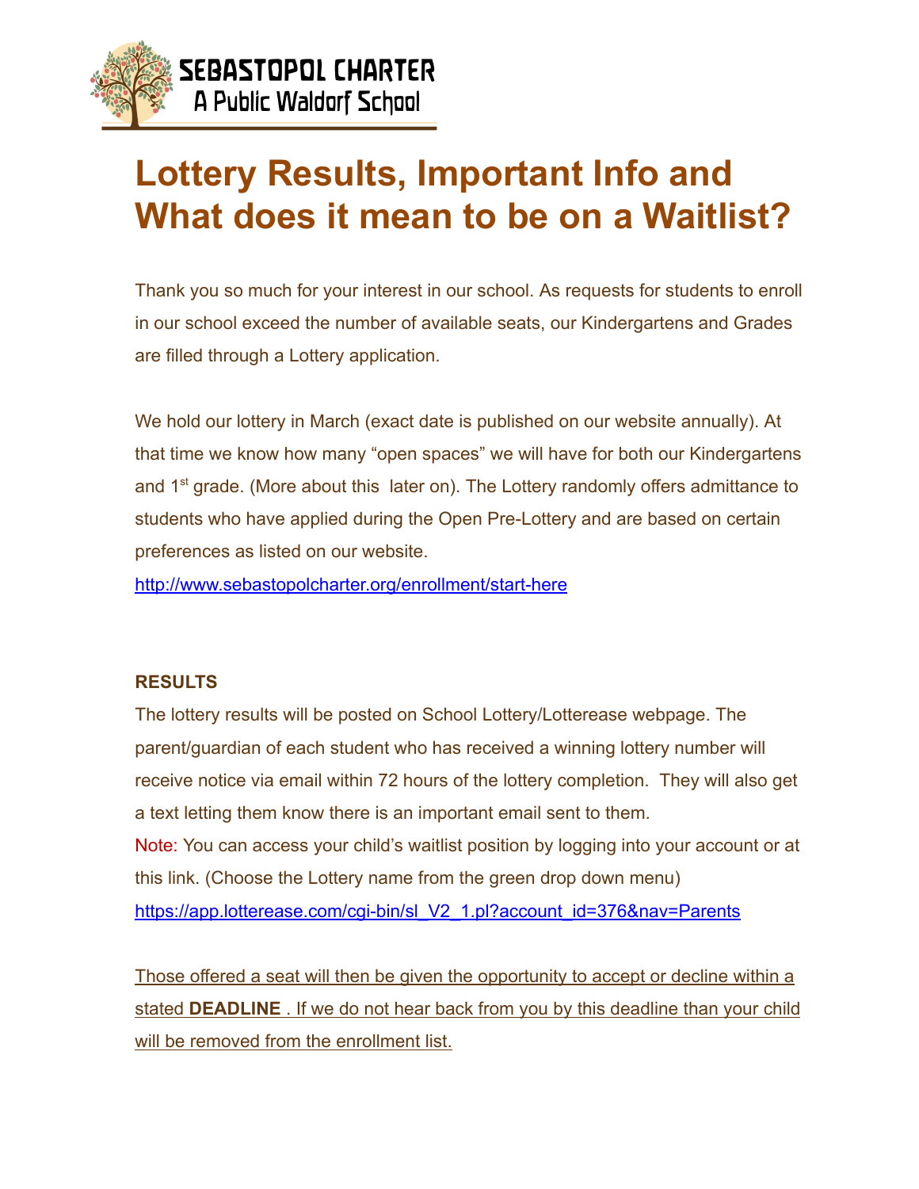SEBASTOPOL CHARTER
A Public Waldorf School

# Lottery Results, Important Info and What does it mean to be on a Waitlist?

Thank you so much for your interest in our school. As requests for students to enroll in our school exceed the number of available seats, our Kindergartens and Grades are filled through a Lottery application.

We hold our lottery in March (exact date is published on our website annually). At that time we know how many "open spaces" we will have for both our Kindergartens and 1st grade. (More about this later on). The Lottery randomly offers admittance to students who have applied during the Open Pre-Lottery and are based on certain preferences as listed on our website.
http://www.sebastopolcharter.org/enrollment/start-here

**RESULTS**

The lottery results will be posted on School Lottery/Lotterease webpage. The parent/guardian of each student who has received a winning lottery number will receive notice via email within 72 hours of the lottery completion. They will also get a text letting them know there is an important email sent to them.

Note: You can access your child's waitlist position by logging into your account or at this link. (Choose the Lottery name from the green drop down menu)
https://app.lotterease.com/cgi-bin/sl_V2_1.pl?account_id=376&nav=Parents

Those offered a seat will then be given the opportunity to accept or decline within a stated **DEADLINE** . If we do not hear back from you by this deadline than your child will be removed from the enrollment list.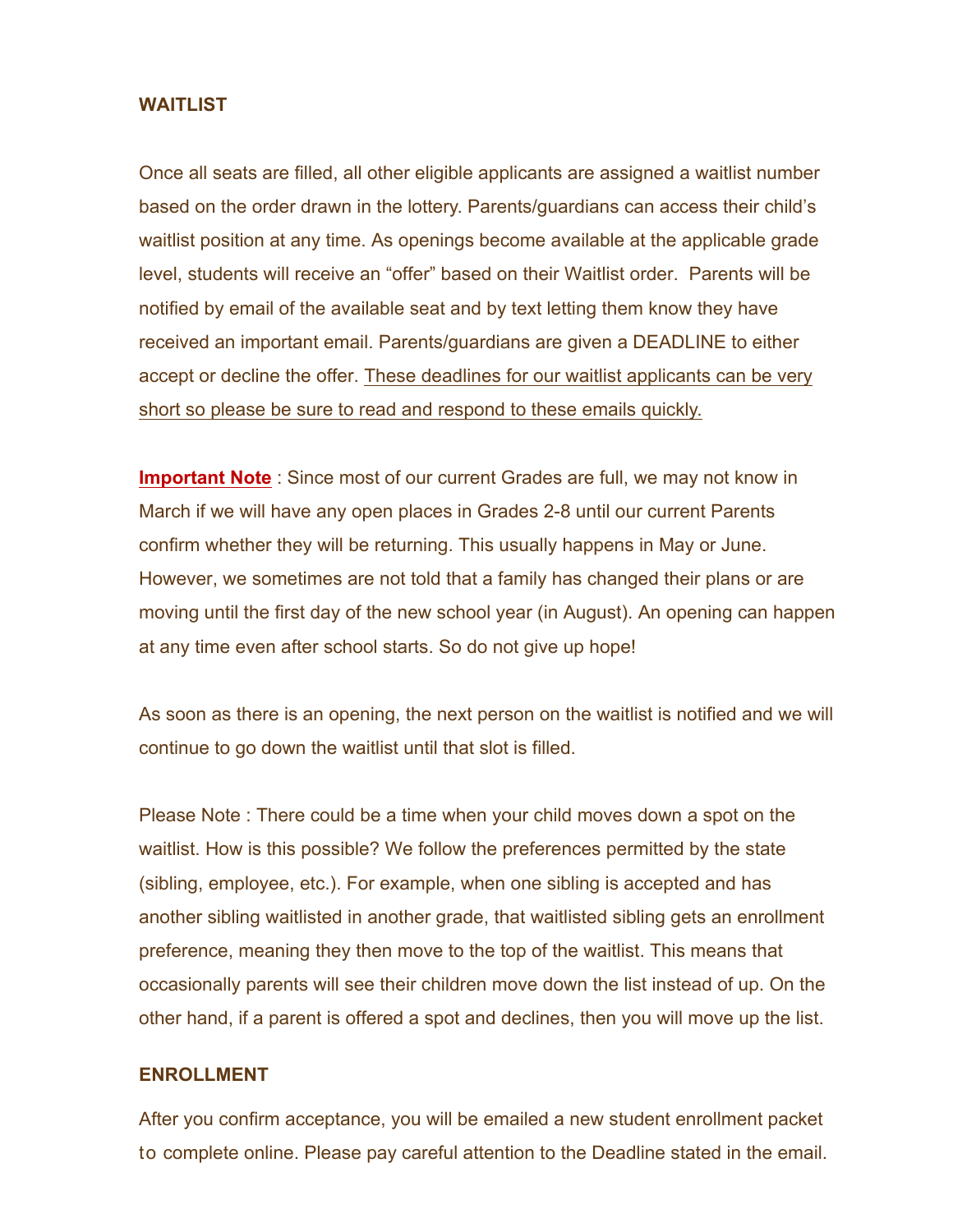## WAITLIST

Once all seats are filled, all other eligible applicants are assigned a waitlist number based on the order drawn in the lottery. Parents/guardians can access their child's waitlist position at any time. As openings become available at the applicable grade level, students will receive an "offer" based on their Waitlist order. Parents will be notified by email of the available seat and by text letting them know they have received an important email. Parents/guardians are given a DEADLINE to either accept or decline the offer. These deadlines for our waitlist applicants can be very short so please be sure to read and respond to these emails quickly.

**Important Note** : Since most of our current Grades are full, we may not know in March if we will have any open places in Grades 2-8 until our current Parents confirm whether they will be returning. This usually happens in May or June. However, we sometimes are not told that a family has changed their plans or are moving until the first day of the new school year (in August). An opening can happen at any time even after school starts. So do not give up hope!

As soon as there is an opening, the next person on the waitlist is notified and we will continue to go down the waitlist until that slot is filled.

Please Note : There could be a time when your child moves down a spot on the waitlist. How is this possible? We follow the preferences permitted by the state (sibling, employee, etc.). For example, when one sibling is accepted and has another sibling waitlisted in another grade, that waitlisted sibling gets an enrollment preference, meaning they then move to the top of the waitlist. This means that occasionally parents will see their children move down the list instead of up. On the other hand, if a parent is offered a spot and declines, then you will move up the list.

## ENROLLMENT

After you confirm acceptance, you will be emailed a new student enrollment packet to complete online. Please pay careful attention to the Deadline stated in the email.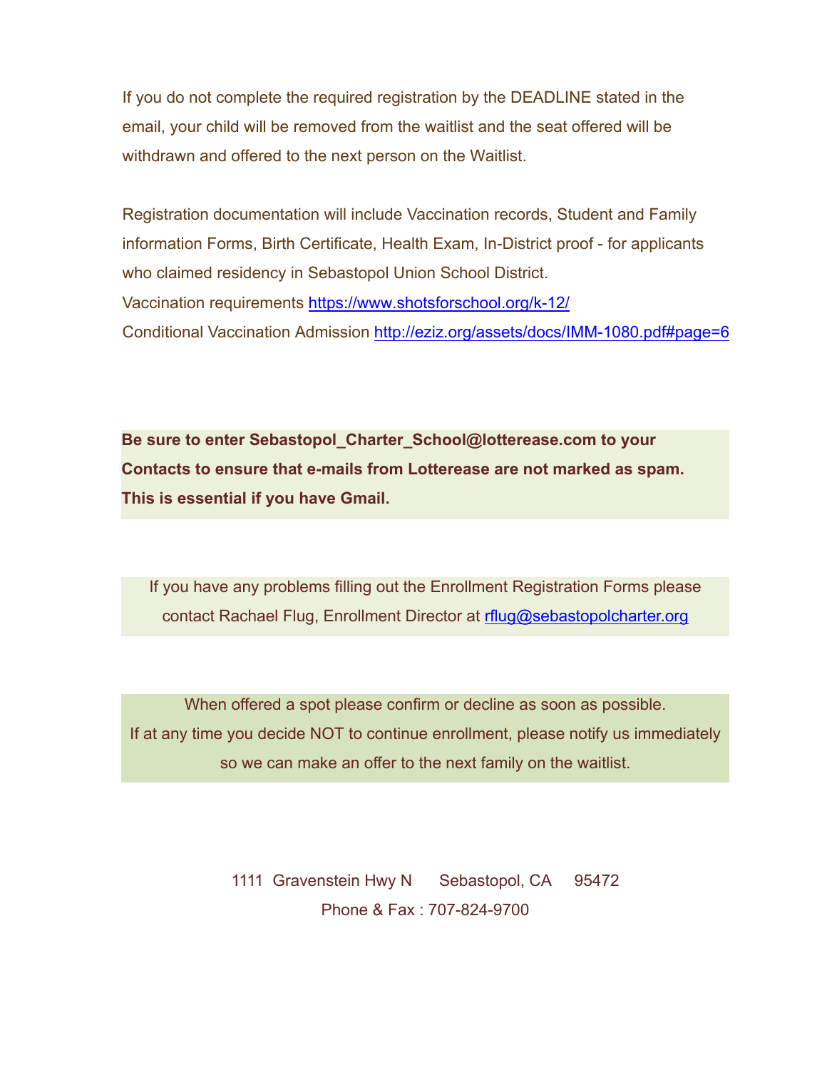If you do not complete the required registration by the DEADLINE stated in the email, your child will be removed from the waitlist and the seat offered will be withdrawn and offered to the next person on the Waitlist.

Registration documentation will include Vaccination records, Student and Family information Forms, Birth Certificate, Health Exam, In-District proof - for applicants who claimed residency in Sebastopol Union School District.
Vaccination requirements https://www.shotsforschool.org/k-12/
Conditional Vaccination Admission http://eziz.org/assets/docs/IMM-1080.pdf#page=6

**Be sure to enter Sebastopol_Charter_School@lotterease.com to your Contacts to ensure that e-mails from Lotterease are not marked as spam. This is essential if you have Gmail.**

If you have any problems filling out the Enrollment Registration Forms please contact Rachael Flug, Enrollment Director at rflug@sebastopolcharter.org

When offered a spot please confirm or decline as soon as possible.
If at any time you decide NOT to continue enrollment, please notify us immediately so we can make an offer to the next family on the waitlist.

1111 Gravenstein Hwy N Sebastopol, CA 95472
Phone & Fax : 707-824-9700